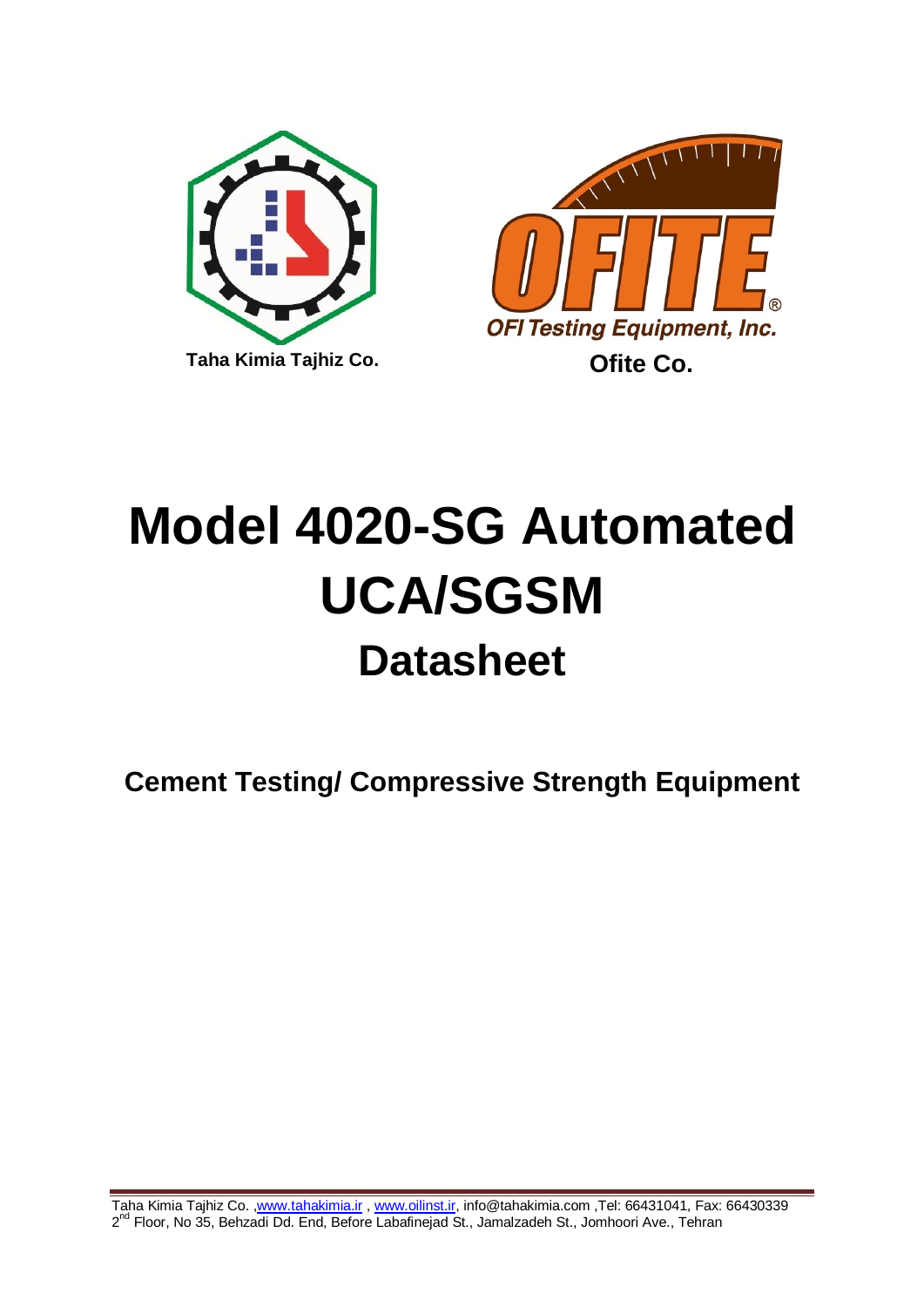Taha Kimia Tajhiz Co.

OFI Testing Equipment, Inc.

Ofite Co.

# Model 4020-SG Automated UCA/SGSM

## Datasheet

### Cement Testing/ Compressive Strength Equipment

Taha Kimia Tajhiz Co. ,www.tahakimia.ir , www.oilinst.ir, info@tahakimia.com ,Tel: 66431041, Fax: 66430339
2nd Floor, No 35, Behzadi Dd. End, Before Labafinejad St., Jamalzadeh St., Jomhoori Ave., Tehran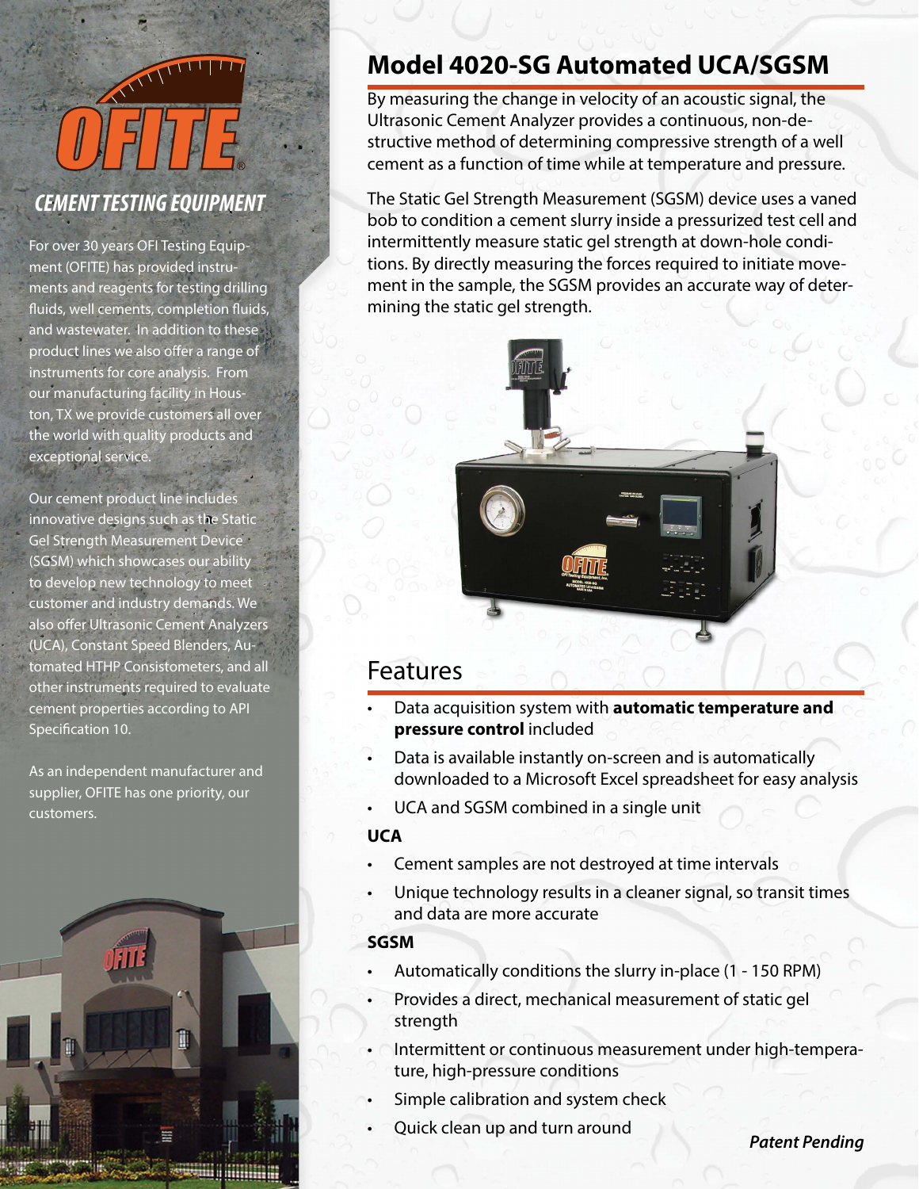# Model 4020-SG Automated UCA/SGSM

By measuring the change in velocity of an acoustic signal, the Ultrasonic Cement Analyzer provides a continuous, non-destructive method of determining compressive strength of a well cement as a function of time while at temperature and pressure.

The Static Gel Strength Measurement (SGSM) device uses a vaned bob to condition a cement slurry inside a pressurized test cell and intermittently measure static gel strength at down-hole conditions. By directly measuring the forces required to initiate movement in the sample, the SGSM provides an accurate way of determining the static gel strength.

## Features

- Data acquisition system with **automatic temperature and pressure control** included
- Data is available instantly on-screen and is automatically downloaded to a Microsoft Excel spreadsheet for easy analysis
- UCA and SGSM combined in a single unit

### UCA

- Cement samples are not destroyed at time intervals
- Unique technology results in a cleaner signal, so transit times and data are more accurate

### SGSM

- Automatically conditions the slurry in-place (1 - 150 RPM)
- Provides a direct, mechanical measurement of static gel strength
- Intermittent or continuous measurement under high-temperature, high-pressure conditions
- Simple calibration and system check
- Quick clean up and turn around

***Patent Pending***

## CEMENT TESTING EQUIPMENT

For over 30 years OFI Testing Equipment (OFITE) has provided instruments and reagents for testing drilling fluids, well cements, completion fluids, and wastewater. In addition to these product lines we also offer a range of instruments for core analysis. From our manufacturing facility in Houston, TX we provide customers all over the world with quality products and exceptional service.

Our cement product line includes innovative designs such as the Static Gel Strength Measurement Device (SGSM) which showcases our ability to develop new technology to meet customer and industry demands. We also offer Ultrasonic Cement Analyzers (UCA), Constant Speed Blenders, Automated HTHP Consistometers, and all other instruments required to evaluate cement properties according to API Specification 10.

As an independent manufacturer and supplier, OFITE has one priority, our customers.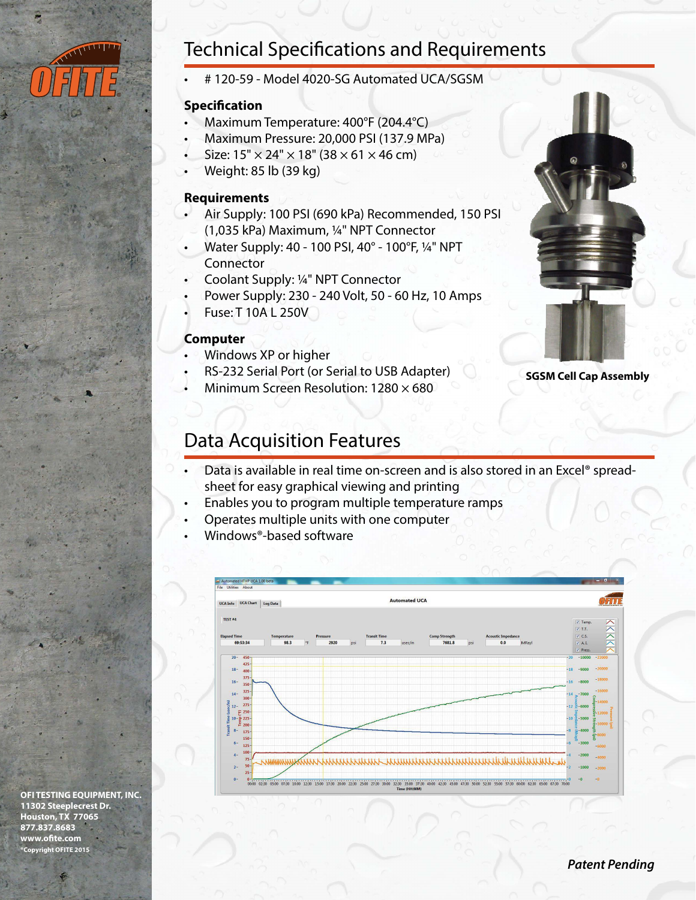# Technical Specifications and Requirements

- # 120-59 - Model 4020-SG Automated UCA/SGSM

### Specification

- Maximum Temperature: 400°F (204.4°C)
- Maximum Pressure: 20,000 PSI (137.9 MPa)
- Size: 15" × 24" × 18" (38 × 61 × 46 cm)
- Weight: 85 lb (39 kg)

### Requirements

- Air Supply: 100 PSI (690 kPa) Recommended, 150 PSI (1,035 kPa) Maximum, ¼" NPT Connector
- Water Supply: 40 - 100 PSI, 40° - 100°F, ¼" NPT Connector
- Coolant Supply: ¼" NPT Connector
- Power Supply: 230 - 240 Volt, 50 - 60 Hz, 10 Amps
- Fuse: T 10A L 250V

### Computer

- Windows XP or higher
- RS-232 Serial Port (or Serial to USB Adapter)
- Minimum Screen Resolution: 1280 × 680

**SGSM Cell Cap Assembly**

# Data Acquisition Features

- Data is available in real time on-screen and is also stored in an Excel® spreadsheet for easy graphical viewing and printing
- Enables you to program multiple temperature ramps
- Operates multiple units with one computer
- Windows®-based software

Automated HTHP UCA 1.00 beta
File Utilities About
UCA Info UCA Chart Log Data
Automated UCA
TEST #4
Elapsed Time 69:53:34
Temperature 98.3 °F
Pressure 2920 psi
Transit Time 7.3 usec/in
Comp Strength 7681.8 psi
Acoustic Impedance 0.0 MRayl
Temp. T.T. C.S. A.I. Press.
Time (HH:MM)

**OFI TESTING EQUIPMENT, INC.**
**11302 Steeplecrest Dr.**
**Houston, TX 77065**
**877.837.8683**
**www.ofite.com**
©Copyright OFITE 2015

*Patent Pending*